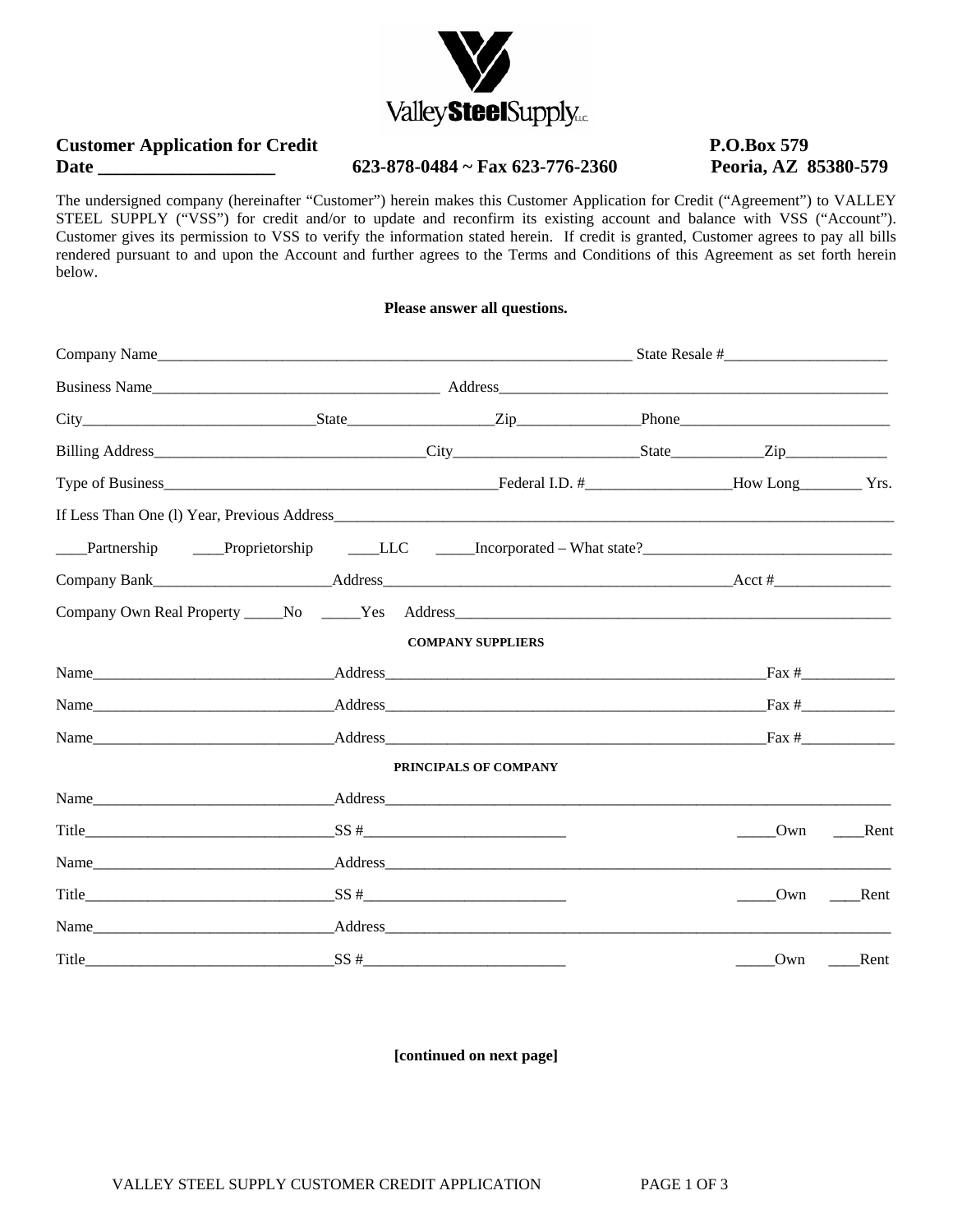ValleySteelSupply LLC

**Customer Application for Credit** **P.O.Box 579**
**Date ___________________** **623-878-0484 ~ Fax 623-776-2360** **Peoria, AZ 85380-579**

The undersigned company (hereinafter "Customer") herein makes this Customer Application for Credit ("Agreement") to VALLEY STEEL SUPPLY ("VSS") for credit and/or to update and reconfirm its existing account and balance with VSS ("Account"). Customer gives its permission to VSS to verify the information stated herein. If credit is granted, Customer agrees to pay all bills rendered pursuant to and upon the Account and further agrees to the Terms and Conditions of this Agreement as set forth herein below.

**Please answer all questions.**

Company Name_________________________________________________________________ State Resale #_____________________

Business Name____________________________________ Address_________________________________________________

City______________________________State__________________Zip_______________Phone___________________________

Billing Address__________________________________City_______________________State___________Zip_____________

Type of Business__________________________________________Federal I.D. #__________________How Long________ Yrs.

If Less Than One (l) Year, Previous Address__________________________________________________________________________

____Partnership ____Proprietorship ____LLC _____Incorporated – What state?_______________________________

Company Bank______________________Address____________________________________________Acct #_______________

Company Own Real Property _____No _____Yes Address________________________________________________________

**COMPANY SUPPLIERS**

Name______________________________Address_________________________________________________Fax #____________

Name______________________________Address_________________________________________________Fax #____________

Name______________________________Address_________________________________________________Fax #____________

**PRINCIPALS OF COMPANY**

Name______________________________Address______________________________________________________________

Title________________________________SS #__________________________ _____Own ____Rent

Name______________________________Address______________________________________________________________

Title________________________________SS #__________________________ _____Own ____Rent

Name______________________________Address______________________________________________________________

Title________________________________SS #__________________________ _____Own ____Rent

**[continued on next page]**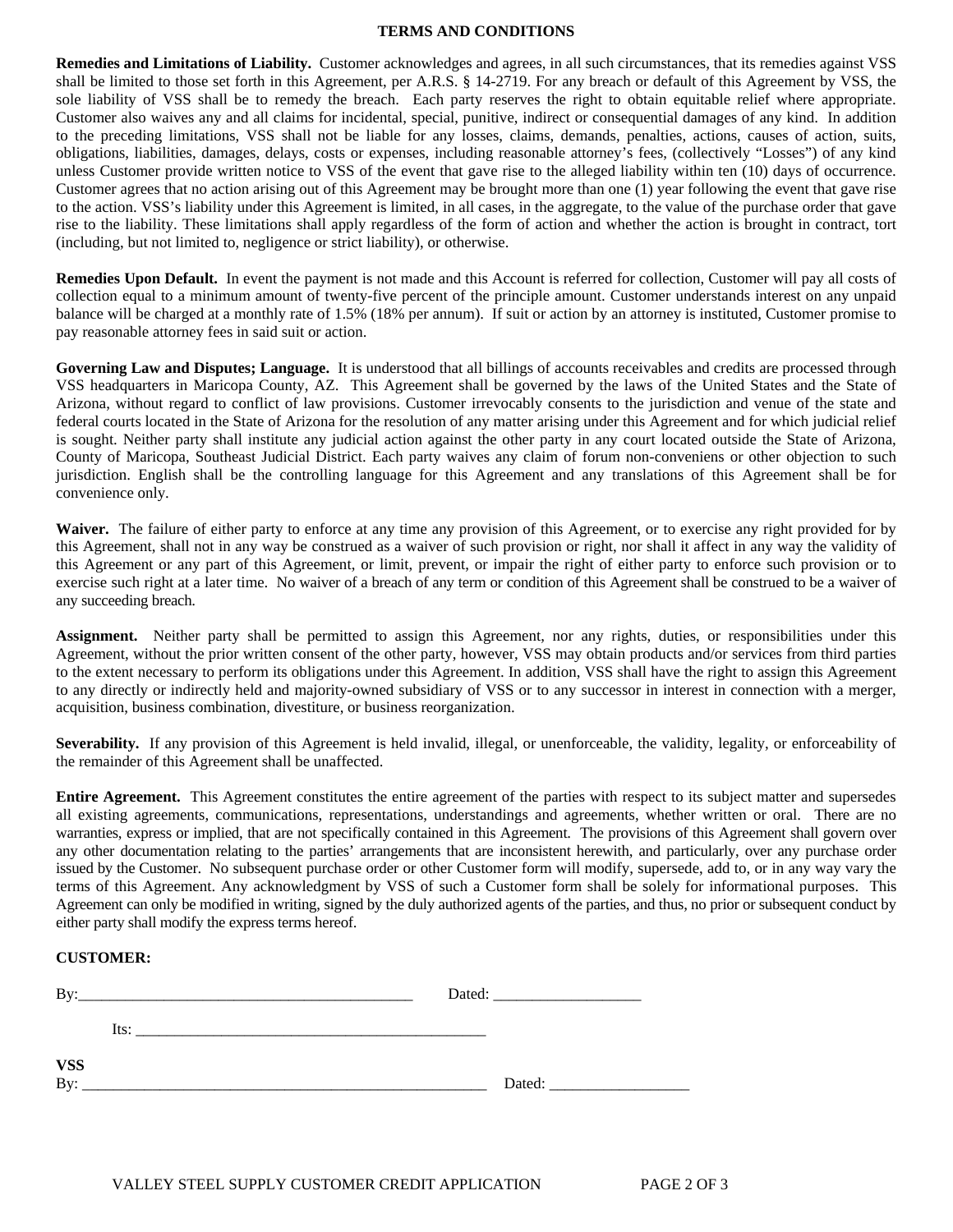## TERMS AND CONDITIONS

**Remedies and Limitations of Liability.** Customer acknowledges and agrees, in all such circumstances, that its remedies against VSS shall be limited to those set forth in this Agreement, per A.R.S. § 14-2719. For any breach or default of this Agreement by VSS, the sole liability of VSS shall be to remedy the breach. Each party reserves the right to obtain equitable relief where appropriate. Customer also waives any and all claims for incidental, special, punitive, indirect or consequential damages of any kind. In addition to the preceding limitations, VSS shall not be liable for any losses, claims, demands, penalties, actions, causes of action, suits, obligations, liabilities, damages, delays, costs or expenses, including reasonable attorney's fees, (collectively "Losses") of any kind unless Customer provide written notice to VSS of the event that gave rise to the alleged liability within ten (10) days of occurrence. Customer agrees that no action arising out of this Agreement may be brought more than one (1) year following the event that gave rise to the action. VSS's liability under this Agreement is limited, in all cases, in the aggregate, to the value of the purchase order that gave rise to the liability. These limitations shall apply regardless of the form of action and whether the action is brought in contract, tort (including, but not limited to, negligence or strict liability), or otherwise.

**Remedies Upon Default.** In event the payment is not made and this Account is referred for collection, Customer will pay all costs of collection equal to a minimum amount of twenty-five percent of the principle amount. Customer understands interest on any unpaid balance will be charged at a monthly rate of 1.5% (18% per annum). If suit or action by an attorney is instituted, Customer promise to pay reasonable attorney fees in said suit or action.

**Governing Law and Disputes; Language.** It is understood that all billings of accounts receivables and credits are processed through VSS headquarters in Maricopa County, AZ. This Agreement shall be governed by the laws of the United States and the State of Arizona, without regard to conflict of law provisions. Customer irrevocably consents to the jurisdiction and venue of the state and federal courts located in the State of Arizona for the resolution of any matter arising under this Agreement and for which judicial relief is sought. Neither party shall institute any judicial action against the other party in any court located outside the State of Arizona, County of Maricopa, Southeast Judicial District. Each party waives any claim of forum non-conveniens or other objection to such jurisdiction. English shall be the controlling language for this Agreement and any translations of this Agreement shall be for convenience only.

**Waiver.** The failure of either party to enforce at any time any provision of this Agreement, or to exercise any right provided for by this Agreement, shall not in any way be construed as a waiver of such provision or right, nor shall it affect in any way the validity of this Agreement or any part of this Agreement, or limit, prevent, or impair the right of either party to enforce such provision or to exercise such right at a later time. No waiver of a breach of any term or condition of this Agreement shall be construed to be a waiver of any succeeding breach.

**Assignment.** Neither party shall be permitted to assign this Agreement, nor any rights, duties, or responsibilities under this Agreement, without the prior written consent of the other party, however, VSS may obtain products and/or services from third parties to the extent necessary to perform its obligations under this Agreement. In addition, VSS shall have the right to assign this Agreement to any directly or indirectly held and majority-owned subsidiary of VSS or to any successor in interest in connection with a merger, acquisition, business combination, divestiture, or business reorganization.

**Severability.** If any provision of this Agreement is held invalid, illegal, or unenforceable, the validity, legality, or enforceability of the remainder of this Agreement shall be unaffected.

**Entire Agreement.** This Agreement constitutes the entire agreement of the parties with respect to its subject matter and supersedes all existing agreements, communications, representations, understandings and agreements, whether written or oral. There are no warranties, express or implied, that are not specifically contained in this Agreement. The provisions of this Agreement shall govern over any other documentation relating to the parties' arrangements that are inconsistent herewith, and particularly, over any purchase order issued by the Customer. No subsequent purchase order or other Customer form will modify, supersede, add to, or in any way vary the terms of this Agreement. Any acknowledgment by VSS of such a Customer form shall be solely for informational purposes. This Agreement can only be modified in writing, signed by the duly authorized agents of the parties, and thus, no prior or subsequent conduct by either party shall modify the express terms hereof.

**CUSTOMER:**

By:_____________________________________________ Dated: ___________________

Its: ______________________________________________

**VSS**

By: _____________________________________________________ Dated: __________________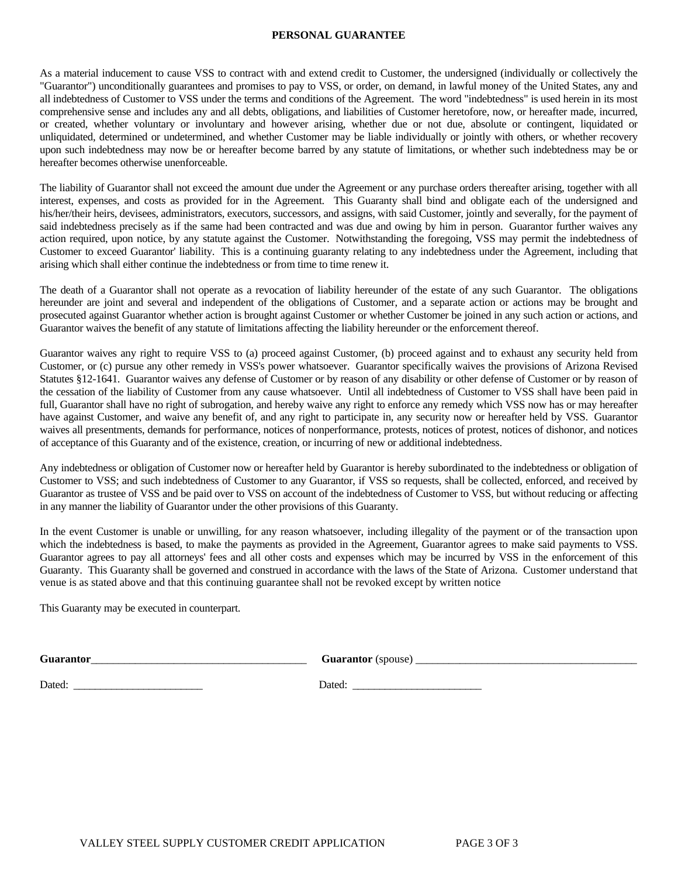# PERSONAL GUARANTEE

As a material inducement to cause VSS to contract with and extend credit to Customer, the undersigned (individually or collectively the "Guarantor") unconditionally guarantees and promises to pay to VSS, or order, on demand, in lawful money of the United States, any and all indebtedness of Customer to VSS under the terms and conditions of the Agreement. The word "indebtedness" is used herein in its most comprehensive sense and includes any and all debts, obligations, and liabilities of Customer heretofore, now, or hereafter made, incurred, or created, whether voluntary or involuntary and however arising, whether due or not due, absolute or contingent, liquidated or unliquidated, determined or undetermined, and whether Customer may be liable individually or jointly with others, or whether recovery upon such indebtedness may now be or hereafter become barred by any statute of limitations, or whether such indebtedness may be or hereafter becomes otherwise unenforceable.

The liability of Guarantor shall not exceed the amount due under the Agreement or any purchase orders thereafter arising, together with all interest, expenses, and costs as provided for in the Agreement. This Guaranty shall bind and obligate each of the undersigned and his/her/their heirs, devisees, administrators, executors, successors, and assigns, with said Customer, jointly and severally, for the payment of said indebtedness precisely as if the same had been contracted and was due and owing by him in person. Guarantor further waives any action required, upon notice, by any statute against the Customer. Notwithstanding the foregoing, VSS may permit the indebtedness of Customer to exceed Guarantor' liability. This is a continuing guaranty relating to any indebtedness under the Agreement, including that arising which shall either continue the indebtedness or from time to time renew it.

The death of a Guarantor shall not operate as a revocation of liability hereunder of the estate of any such Guarantor. The obligations hereunder are joint and several and independent of the obligations of Customer, and a separate action or actions may be brought and prosecuted against Guarantor whether action is brought against Customer or whether Customer be joined in any such action or actions, and Guarantor waives the benefit of any statute of limitations affecting the liability hereunder or the enforcement thereof.

Guarantor waives any right to require VSS to (a) proceed against Customer, (b) proceed against and to exhaust any security held from Customer, or (c) pursue any other remedy in VSS's power whatsoever. Guarantor specifically waives the provisions of Arizona Revised Statutes §12-1641. Guarantor waives any defense of Customer or by reason of any disability or other defense of Customer or by reason of the cessation of the liability of Customer from any cause whatsoever. Until all indebtedness of Customer to VSS shall have been paid in full, Guarantor shall have no right of subrogation, and hereby waive any right to enforce any remedy which VSS now has or may hereafter have against Customer, and waive any benefit of, and any right to participate in, any security now or hereafter held by VSS. Guarantor waives all presentments, demands for performance, notices of nonperformance, protests, notices of protest, notices of dishonor, and notices of acceptance of this Guaranty and of the existence, creation, or incurring of new or additional indebtedness.

Any indebtedness or obligation of Customer now or hereafter held by Guarantor is hereby subordinated to the indebtedness or obligation of Customer to VSS; and such indebtedness of Customer to any Guarantor, if VSS so requests, shall be collected, enforced, and received by Guarantor as trustee of VSS and be paid over to VSS on account of the indebtedness of Customer to VSS, but without reducing or affecting in any manner the liability of Guarantor under the other provisions of this Guaranty.

In the event Customer is unable or unwilling, for any reason whatsoever, including illegality of the payment or of the transaction upon which the indebtedness is based, to make the payments as provided in the Agreement, Guarantor agrees to make said payments to VSS. Guarantor agrees to pay all attorneys' fees and all other costs and expenses which may be incurred by VSS in the enforcement of this Guaranty. This Guaranty shall be governed and construed in accordance with the laws of the State of Arizona. Customer understand that venue is as stated above and that this continuing guarantee shall not be revoked except by written notice

This Guaranty may be executed in counterpart.

**Guarantor**________________________________________ **Guarantor** (spouse) ________________________________________

Dated: ________________________ Dated: ________________________